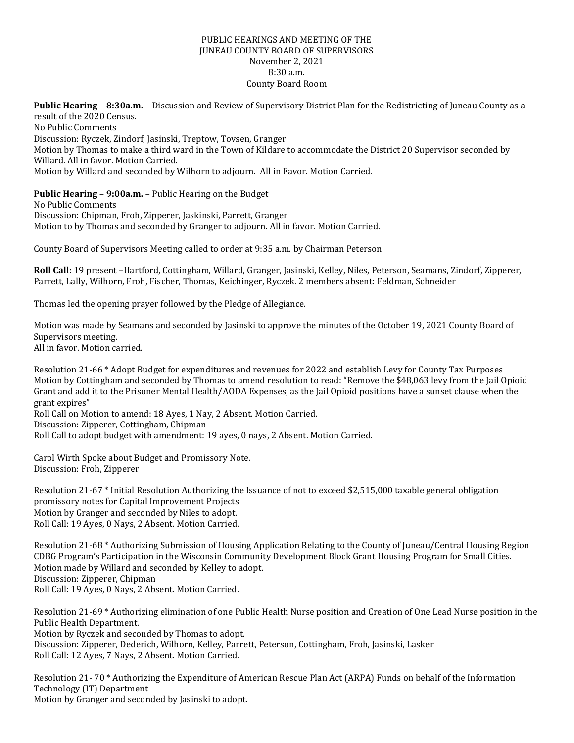PUBLIC HEARINGS AND MEETING OF THE
JUNEAU COUNTY BOARD OF SUPERVISORS
November 2, 2021
8:30 a.m.
County Board Room

**Public Hearing – 8:30a.m. –** Discussion and Review of Supervisory District Plan for the Redistricting of Juneau County as a result of the 2020 Census.
No Public Comments
Discussion: Ryczek, Zindorf, Jasinski, Treptow, Tovsen, Granger
Motion by Thomas to make a third ward in the Town of Kildare to accommodate the District 20 Supervisor seconded by Willard. All in favor. Motion Carried.
Motion by Willard and seconded by Wilhorn to adjourn. All in Favor. Motion Carried.

**Public Hearing – 9:00a.m. –** Public Hearing on the Budget
No Public Comments
Discussion: Chipman, Froh, Zipperer, Jaskinski, Parrett, Granger
Motion to by Thomas and seconded by Granger to adjourn. All in favor. Motion Carried.

County Board of Supervisors Meeting called to order at 9:35 a.m. by Chairman Peterson

**Roll Call:** 19 present –Hartford, Cottingham, Willard, Granger, Jasinski, Kelley, Niles, Peterson, Seamans, Zindorf, Zipperer, Parrett, Lally, Wilhorn, Froh, Fischer, Thomas, Keichinger, Ryczek. 2 members absent: Feldman, Schneider

Thomas led the opening prayer followed by the Pledge of Allegiance.

Motion was made by Seamans and seconded by Jasinski to approve the minutes of the October 19, 2021 County Board of Supervisors meeting.
All in favor. Motion carried.

Resolution 21-66 * Adopt Budget for expenditures and revenues for 2022 and establish Levy for County Tax Purposes
Motion by Cottingham and seconded by Thomas to amend resolution to read: "Remove the $48,063 levy from the Jail Opioid Grant and add it to the Prisoner Mental Health/AODA Expenses, as the Jail Opioid positions have a sunset clause when the grant expires"
Roll Call on Motion to amend: 18 Ayes, 1 Nay, 2 Absent. Motion Carried.
Discussion: Zipperer, Cottingham, Chipman
Roll Call to adopt budget with amendment: 19 ayes, 0 nays, 2 Absent. Motion Carried.

Carol Wirth Spoke about Budget and Promissory Note.
Discussion: Froh, Zipperer

Resolution 21-67 * Initial Resolution Authorizing the Issuance of not to exceed $2,515,000 taxable general obligation promissory notes for Capital Improvement Projects
Motion by Granger and seconded by Niles to adopt.
Roll Call: 19 Ayes, 0 Nays, 2 Absent. Motion Carried.

Resolution 21-68 * Authorizing Submission of Housing Application Relating to the County of Juneau/Central Housing Region CDBG Program's Participation in the Wisconsin Community Development Block Grant Housing Program for Small Cities.
Motion made by Willard and seconded by Kelley to adopt.
Discussion: Zipperer, Chipman
Roll Call: 19 Ayes, 0 Nays, 2 Absent. Motion Carried.

Resolution 21-69 * Authorizing elimination of one Public Health Nurse position and Creation of One Lead Nurse position in the Public Health Department.
Motion by Ryczek and seconded by Thomas to adopt.
Discussion: Zipperer, Dederich, Wilhorn, Kelley, Parrett, Peterson, Cottingham, Froh, Jasinski, Lasker
Roll Call: 12 Ayes, 7 Nays, 2 Absent. Motion Carried.

Resolution 21- 70 * Authorizing the Expenditure of American Rescue Plan Act (ARPA) Funds on behalf of the Information Technology (IT) Department
Motion by Granger and seconded by Jasinski to adopt.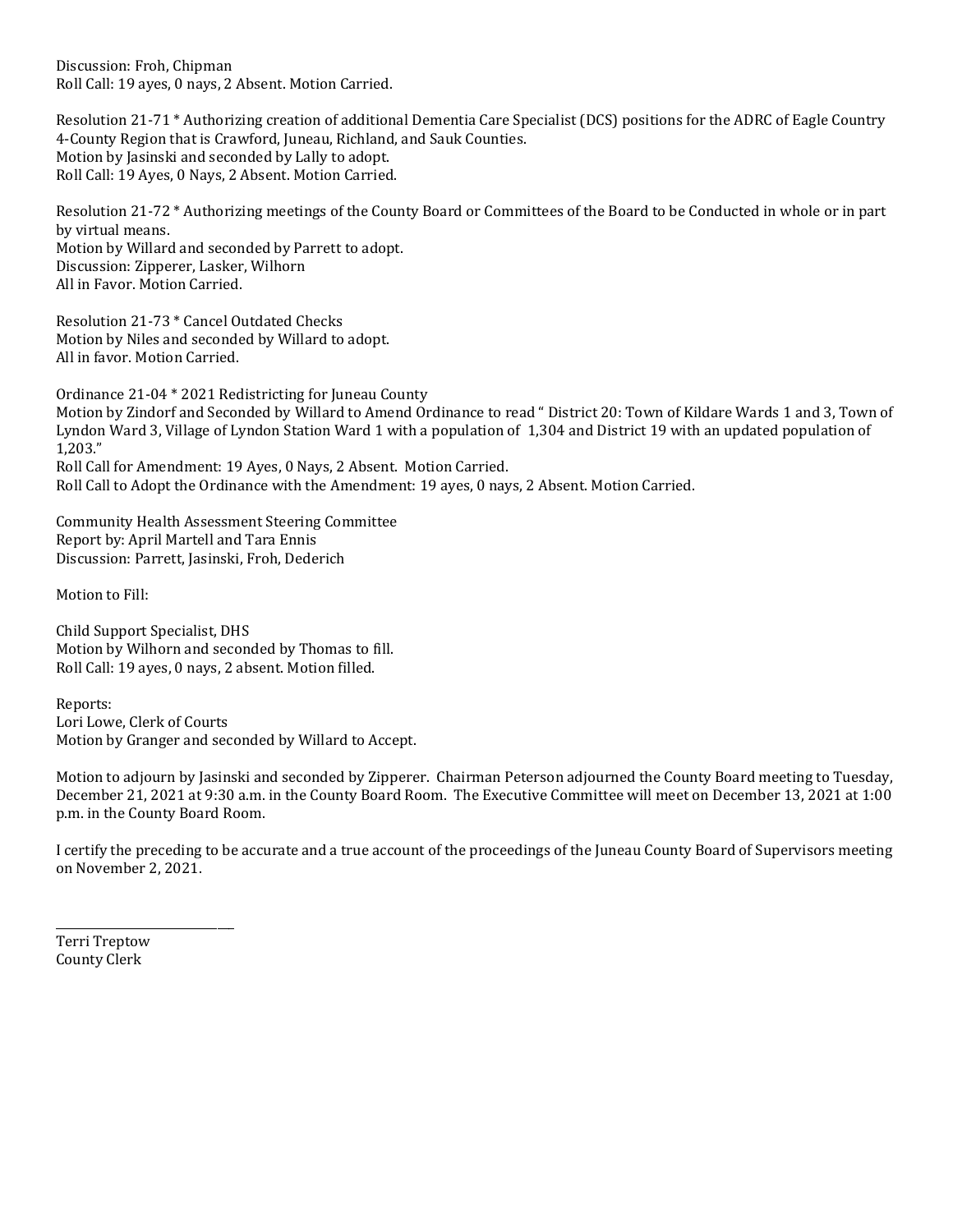Discussion: Froh, Chipman
Roll Call: 19 ayes, 0 nays, 2 Absent. Motion Carried.

Resolution 21-71 * Authorizing creation of additional Dementia Care Specialist (DCS) positions for the ADRC of Eagle Country 4-County Region that is Crawford, Juneau, Richland, and Sauk Counties.
Motion by Jasinski and seconded by Lally to adopt.
Roll Call: 19 Ayes, 0 Nays, 2 Absent. Motion Carried.

Resolution 21-72 * Authorizing meetings of the County Board or Committees of the Board to be Conducted in whole or in part by virtual means.
Motion by Willard and seconded by Parrett to adopt.
Discussion: Zipperer, Lasker, Wilhorn
All in Favor. Motion Carried.

Resolution 21-73 * Cancel Outdated Checks
Motion by Niles and seconded by Willard to adopt.
All in favor. Motion Carried.

Ordinance 21-04 * 2021 Redistricting for Juneau County
Motion by Zindorf and Seconded by Willard to Amend Ordinance to read " District 20: Town of Kildare Wards 1 and 3, Town of Lyndon Ward 3, Village of Lyndon Station Ward 1 with a population of 1,304 and District 19 with an updated population of 1,203."
Roll Call for Amendment: 19 Ayes, 0 Nays, 2 Absent. Motion Carried.
Roll Call to Adopt the Ordinance with the Amendment: 19 ayes, 0 nays, 2 Absent. Motion Carried.

Community Health Assessment Steering Committee
Report by: April Martell and Tara Ennis
Discussion: Parrett, Jasinski, Froh, Dederich

Motion to Fill:

Child Support Specialist, DHS
Motion by Wilhorn and seconded by Thomas to fill.
Roll Call: 19 ayes, 0 nays, 2 absent. Motion filled.

Reports:
Lori Lowe, Clerk of Courts
Motion by Granger and seconded by Willard to Accept.

Motion to adjourn by Jasinski and seconded by Zipperer. Chairman Peterson adjourned the County Board meeting to Tuesday, December 21, 2021 at 9:30 a.m. in the County Board Room. The Executive Committee will meet on December 13, 2021 at 1:00 p.m. in the County Board Room.

I certify the preceding to be accurate and a true account of the proceedings of the Juneau County Board of Supervisors meeting on November 2, 2021.

\_\_\_\_\_\_\_\_\_\_\_\_\_\_\_\_\_\_\_\_\_\_\_\_\_\_\_\_
Terri Treptow
County Clerk